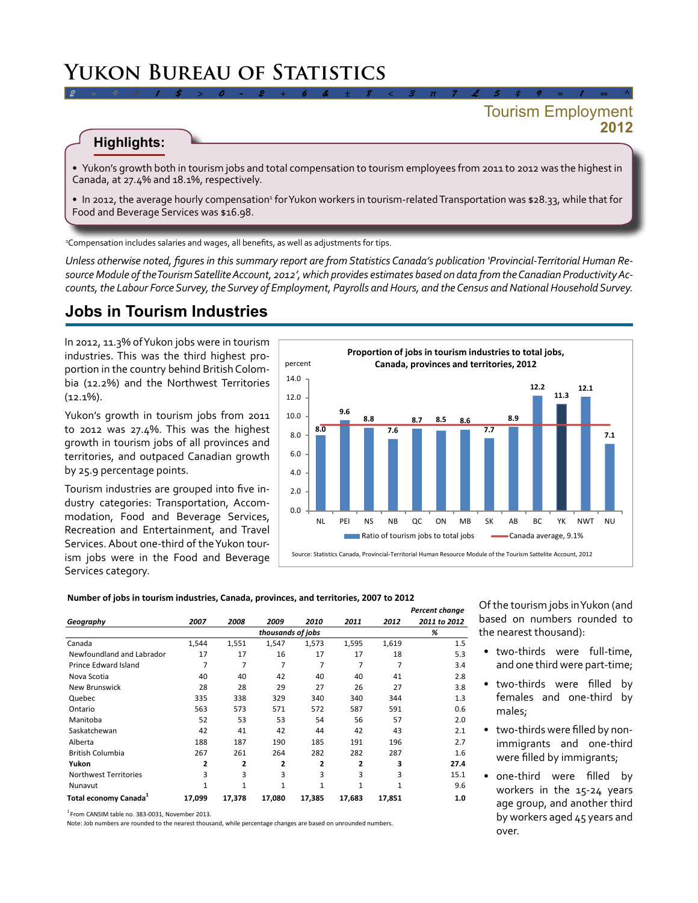# Yukon Bureau of Statistics

## Tourism Employment 2012

### Highlights:

- Yukon's growth both in tourism jobs and total compensation to tourism employees from 2011 to 2012 was the highest in Canada, at 27.4% and 18.1%, respectively.
- In 2012, the average hourly compensation[1] for Yukon workers in tourism-related Transportation was $28.33, while that for Food and Beverage Services was $16.98.

[1]Compensation includes salaries and wages, all benefits, as well as adjustments for tips.

*Unless otherwise noted, figures in this summary report are from Statistics Canada's publication 'Provincial-Territorial Human Resource Module of the Tourism Satellite Account, 2012', which provides estimates based on data from the Canadian Productivity Accounts, the Labour Force Survey, the Survey of Employment, Payrolls and Hours, and the Census and National Household Survey.*

## Jobs in Tourism Industries

In 2012, 11.3% of Yukon jobs were in tourism industries. This was the third highest proportion in the country behind British Colombia (12.2%) and the Northwest Territories (12.1%).

Yukon's growth in tourism jobs from 2011 to 2012 was 27.4%. This was the highest growth in tourism jobs of all provinces and territories, and outpaced Canadian growth by 25.9 percentage points.

Tourism industries are grouped into five industry categories: Transportation, Accommodation, Food and Beverage Services, Recreation and Entertainment, and Travel Services. About one-third of the Yukon tourism jobs were in the Food and Beverage Services category.

**Proportion of jobs in tourism industries to total jobs, Canada, provinces and territories, 2012**

| Geography | Ratio of tourism jobs to total jobs (percent) |
|---|---|
| NL | 8.0 |
| PEI | 9.6 |
| NS | 8.8 |
| NB | 7.6 |
| QC | 8.7 |
| ON | 8.5 |
| MB | 8.6 |
| SK | 7.7 |
| AB | 8.9 |
| BC | 12.2 |
| YK | 11.3 |
| NWT | 12.1 |
| NU | 7.1 |

Canada average, 9.1%

Source: Statistics Canada, Provincial-Territorial Human Resource Module of the Tourism Sattelite Account, 2012

**Number of jobs in tourism industries, Canada, provinces, and territories, 2007 to 2012**

| Geography | 2007 | 2008 | 2009 | 2010 | 2011 | 2012 | Percent change 2011 to 2012 |
|---|---|---|---|---|---|---|---|
| | thousands of jobs | | | | | | % |
| Canada | 1,544 | 1,551 | 1,547 | 1,573 | 1,595 | 1,619 | 1.5 |
| Newfoundland and Labrador | 17 | 17 | 16 | 17 | 17 | 18 | 5.3 |
| Prince Edward Island | 7 | 7 | 7 | 7 | 7 | 7 | 3.4 |
| Nova Scotia | 40 | 40 | 42 | 40 | 40 | 41 | 2.8 |
| New Brunswick | 28 | 28 | 29 | 27 | 26 | 27 | 3.8 |
| Quebec | 335 | 338 | 329 | 340 | 340 | 344 | 1.3 |
| Ontario | 563 | 573 | 571 | 572 | 587 | 591 | 0.6 |
| Manitoba | 52 | 53 | 53 | 54 | 56 | 57 | 2.0 |
| Saskatchewan | 42 | 41 | 42 | 44 | 42 | 43 | 2.1 |
| Alberta | 188 | 187 | 190 | 185 | 191 | 196 | 2.7 |
| British Columbia | 267 | 261 | 264 | 282 | 282 | 287 | 1.6 |
| **Yukon** | **2** | **2** | **2** | **2** | **2** | **3** | **27.4** |
| Northwest Territories | 3 | 3 | 3 | 3 | 3 | 3 | 15.1 |
| Nunavut | 1 | 1 | 1 | 1 | 1 | 1 | 9.6 |
| **Total economy Canada[1]** | **17,099** | **17,378** | **17,080** | **17,385** | **17,683** | **17,851** | **1.0** |

[1]From CANSIM table no. 383-0031, November 2013.

Note: Job numbers are rounded to the nearest thousand, while percentage changes are based on unrounded numbers.

Of the tourism jobs in Yukon (and based on numbers rounded to the nearest thousand):

- two-thirds were full-time, and one third were part-time;
- two-thirds were filled by females and one-third by males;
- two-thirds were filled by non-immigrants and one-third were filled by immigrants;
- one-third were filled by workers in the 15-24 years age group, and another third by workers aged 45 years and over.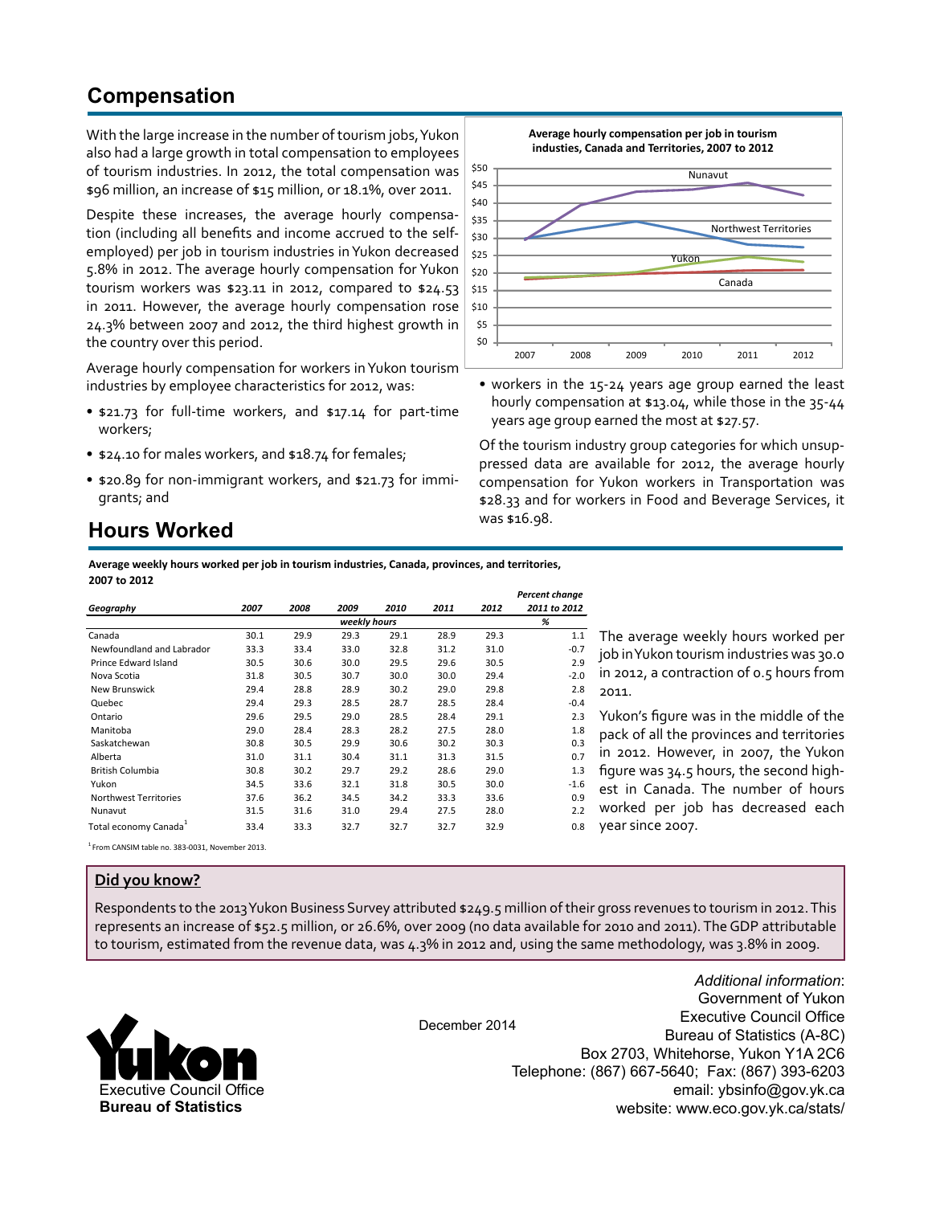## Compensation

With the large increase in the number of tourism jobs, Yukon also had a large growth in total compensation to employees of tourism industries. In 2012, the total compensation was $96 million, an increase of $15 million, or 18.1%, over 2011.

Despite these increases, the average hourly compensation (including all benefits and income accrued to the self-employed) per job in tourism industries in Yukon decreased 5.8% in 2012. The average hourly compensation for Yukon tourism workers was $23.11 in 2012, compared to $24.53 in 2011. However, the average hourly compensation rose 24.3% between 2007 and 2012, the third highest growth in the country over this period.

Average hourly compensation for workers in Yukon tourism industries by employee characteristics for 2012, was:

- $21.73 for full-time workers, and $17.14 for part-time workers;
- $24.10 for males workers, and $18.74 for females;
- $20.89 for non-immigrant workers, and $21.73 for immigrants; and
- workers in the 15-24 years age group earned the least hourly compensation at $13.04, while those in the 35-44 years age group earned the most at $27.57.

**Average hourly compensation per job in tourism industies, Canada and Territories, 2007 to 2012**

$50
$45
$40
$35
$30
$25
$20
$15
$10
$5
$0

2007 2008 2009 2010 2011 2012

Nunavut
Northwest Territories
Yukon
Canada

Of the tourism industry group categories for which unsuppressed data are available for 2012, the average hourly compensation for Yukon workers in Transportation was $28.33 and for workers in Food and Beverage Services, it was $16.98.

## Hours Worked

**Average weekly hours worked per job in tourism industries, Canada, provinces, and territories, 2007 to 2012**

| *Geography* | *2007* | *2008* | *2009* | *2010* | *2011* | *2012* | *Percent change 2011 to 2012* |
|---|---|---|---|---|---|---|---|
| | *weekly hours* | | | | | | *%* |
| Canada | 30.1 | 29.9 | 29.3 | 29.1 | 28.9 | 29.3 | 1.1 |
| Newfoundland and Labrador | 33.3 | 33.4 | 33.0 | 32.8 | 31.2 | 31.0 | -0.7 |
| Prince Edward Island | 30.5 | 30.6 | 30.0 | 29.5 | 29.6 | 30.5 | 2.9 |
| Nova Scotia | 31.8 | 30.5 | 30.7 | 30.0 | 30.0 | 29.4 | -2.0 |
| New Brunswick | 29.4 | 28.8 | 28.9 | 30.2 | 29.0 | 29.8 | 2.8 |
| Quebec | 29.4 | 29.3 | 28.5 | 28.7 | 28.5 | 28.4 | -0.4 |
| Ontario | 29.6 | 29.5 | 29.0 | 28.5 | 28.4 | 29.1 | 2.3 |
| Manitoba | 29.0 | 28.4 | 28.3 | 28.2 | 27.5 | 28.0 | 1.8 |
| Saskatchewan | 30.8 | 30.5 | 29.9 | 30.6 | 30.2 | 30.3 | 0.3 |
| Alberta | 31.0 | 31.1 | 30.4 | 31.1 | 31.3 | 31.5 | 0.7 |
| British Columbia | 30.8 | 30.2 | 29.7 | 29.2 | 28.6 | 29.0 | 1.3 |
| Yukon | 34.5 | 33.6 | 32.1 | 31.8 | 30.5 | 30.0 | -1.6 |
| Northwest Territories | 37.6 | 36.2 | 34.5 | 34.2 | 33.3 | 33.6 | 0.9 |
| Nunavut | 31.5 | 31.6 | 31.0 | 29.4 | 27.5 | 28.0 | 2.2 |
| Total economy Canada[1] | 33.4 | 33.3 | 32.7 | 32.7 | 32.7 | 32.9 | 0.8 |

[1] From CANSIM table no. 383-0031, November 2013.

The average weekly hours worked per job in Yukon tourism industries was 30.0 in 2012, a contraction of 0.5 hours from 2011.

Yukon's figure was in the middle of the pack of all the provinces and territories in 2012. However, in 2007, the Yukon figure was 34.5 hours, the second highest in Canada. The number of hours worked per job has decreased each year since 2007.

**Did you know?**

Respondents to the 2013 Yukon Business Survey attributed $249.5 million of their gross revenues to tourism in 2012. This represents an increase of $52.5 million, or 26.6%, over 2009 (no data available for 2010 and 2011). The GDP attributable to tourism, estimated from the revenue data, was 4.3% in 2012 and, using the same methodology, was 3.8% in 2009.

Yukon
Executive Council Office
**Bureau of Statistics**

December 2014

*Additional information*:
Government of Yukon
Executive Council Office
Bureau of Statistics (A-8C)
Box 2703, Whitehorse, Yukon Y1A 2C6
Telephone: (867) 667-5640; Fax: (867) 393-6203
email: ybsinfo@gov.yk.ca
website: www.eco.gov.yk.ca/stats/